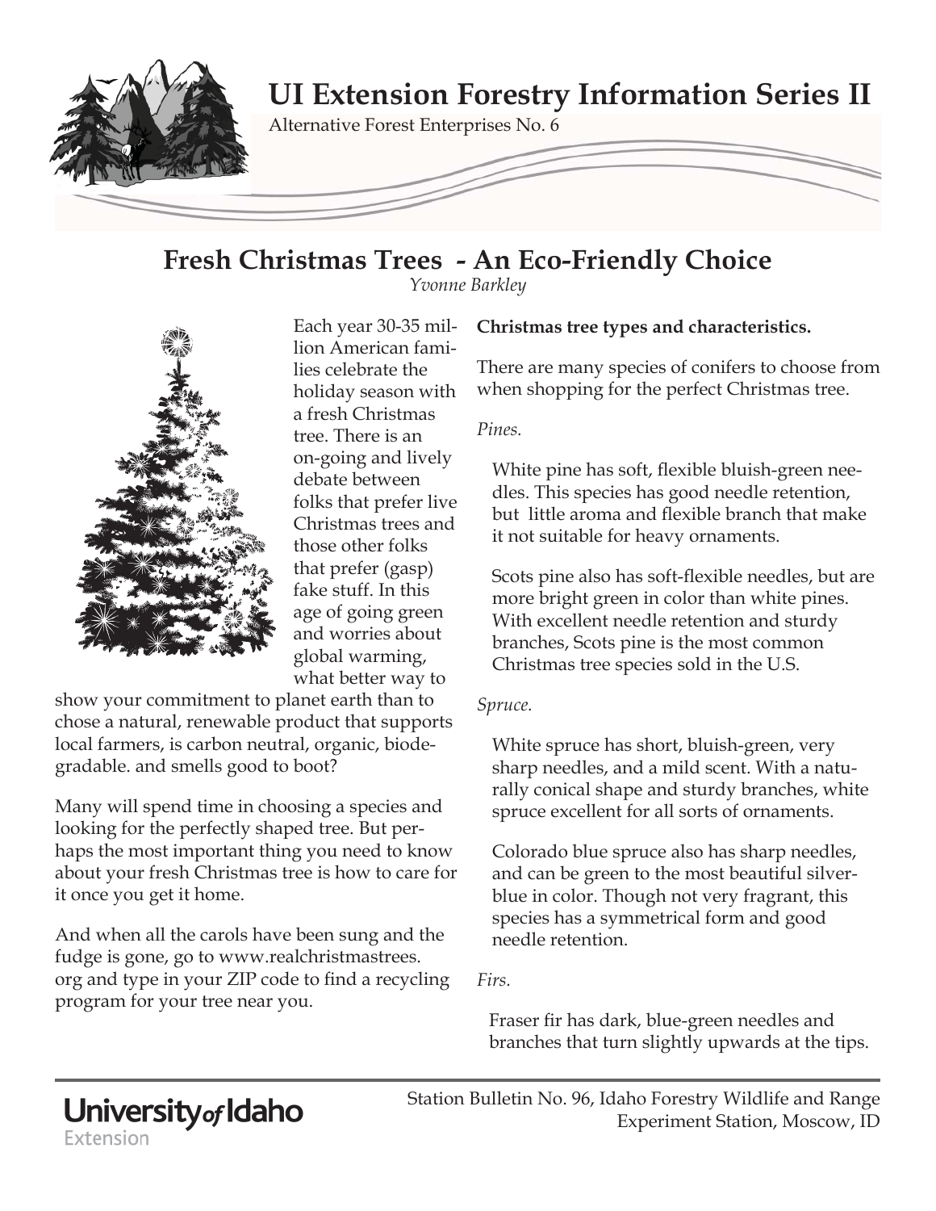# UI Extension Forestry Information Series II

Alternative Forest Enterprises No. 6

## Fresh Christmas Trees - An Eco-Friendly Choice

*Yvonne Barkley*

Each year 30-35 million American families celebrate the holiday season with a fresh Christmas tree. There is an on-going and lively debate between folks that prefer live Christmas trees and those other folks that prefer (gasp) fake stuff. In this age of going green and worries about global warming, what better way to show your commitment to planet earth than to chose a natural, renewable product that supports local farmers, is carbon neutral, organic, biodegradable. and smells good to boot?

Many will spend time in choosing a species and looking for the perfectly shaped tree. But perhaps the most important thing you need to know about your fresh Christmas tree is how to care for it once you get it home.

And when all the carols have been sung and the fudge is gone, go to www.realchristmastrees.org and type in your ZIP code to find a recycling program for your tree near you.

**Christmas tree types and characteristics.**

There are many species of conifers to choose from when shopping for the perfect Christmas tree.

*Pines.*

White pine has soft, flexible bluish-green needles. This species has good needle retention, but little aroma and flexible branch that make it not suitable for heavy ornaments.

Scots pine also has soft-flexible needles, but are more bright green in color than white pines. With excellent needle retention and sturdy branches, Scots pine is the most common Christmas tree species sold in the U.S.

*Spruce.*

White spruce has short, bluish-green, very sharp needles, and a mild scent. With a naturally conical shape and sturdy branches, white spruce excellent for all sorts of ornaments.

Colorado blue spruce also has sharp needles, and can be green to the most beautiful silver-blue in color. Though not very fragrant, this species has a symmetrical form and good needle retention.

*Firs.*

Fraser fir has dark, blue-green needles and branches that turn slightly upwards at the tips.

University of Idaho Extension

Station Bulletin No. 96, Idaho Forestry Wildlife and Range Experiment Station, Moscow, ID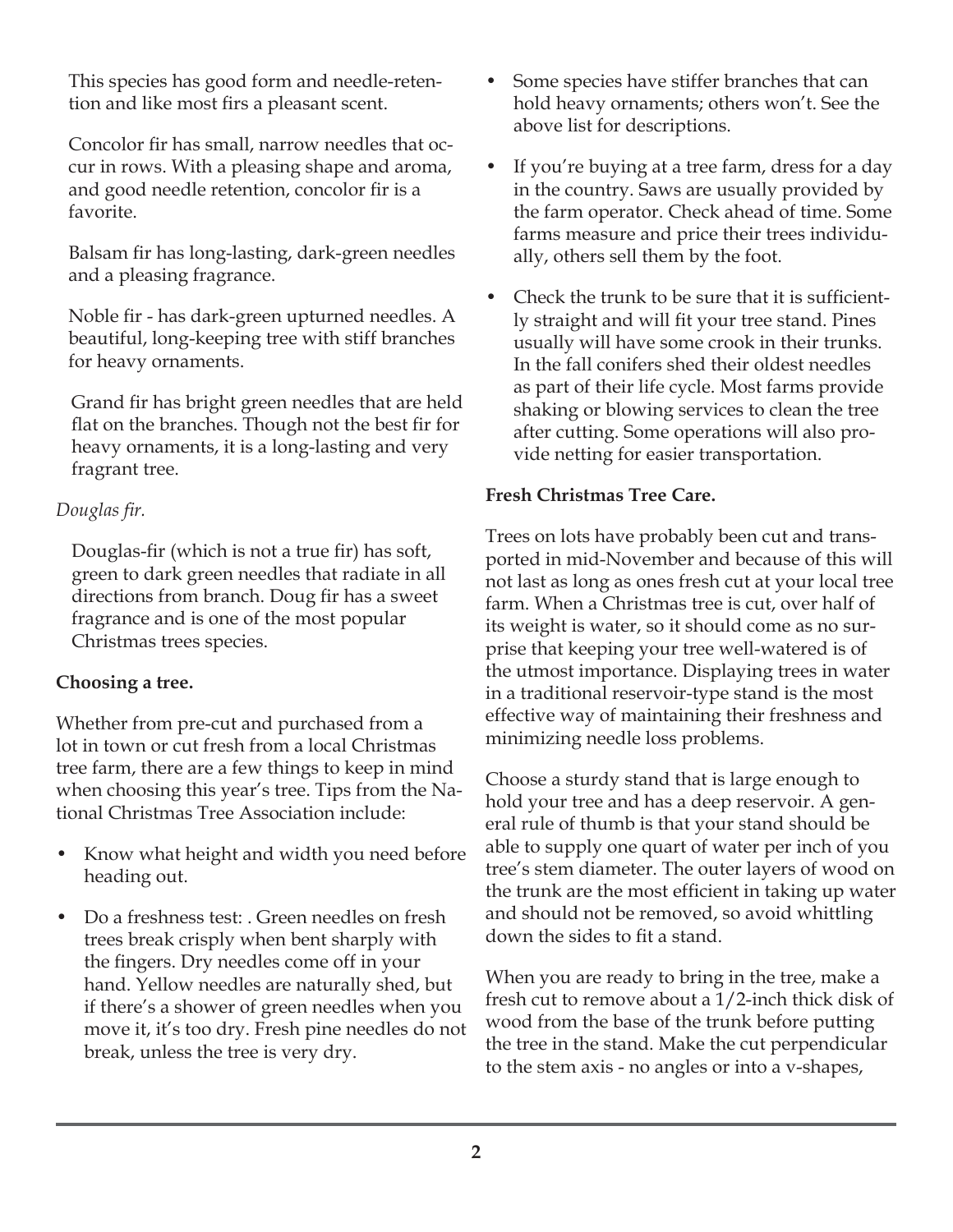This species has good form and needle-retention and like most firs a pleasant scent.

Concolor fir has small, narrow needles that occur in rows. With a pleasing shape and aroma, and good needle retention, concolor fir is a favorite.

Balsam fir has long-lasting, dark-green needles and a pleasing fragrance.

Noble fir - has dark-green upturned needles. A beautiful, long-keeping tree with stiff branches for heavy ornaments.

Grand fir has bright green needles that are held flat on the branches. Though not the best fir for heavy ornaments, it is a long-lasting and very fragrant tree.

*Douglas fir.*

Douglas-fir (which is not a true fir) has soft, green to dark green needles that radiate in all directions from branch. Doug fir has a sweet fragrance and is one of the most popular Christmas trees species.

**Choosing a tree.**

Whether from pre-cut and purchased from a lot in town or cut fresh from a local Christmas tree farm, there are a few things to keep in mind when choosing this year's tree. Tips from the National Christmas Tree Association include:

- Know what height and width you need before heading out.
- Do a freshness test: . Green needles on fresh trees break crisply when bent sharply with the fingers. Dry needles come off in your hand. Yellow needles are naturally shed, but if there's a shower of green needles when you move it, it's too dry. Fresh pine needles do not break, unless the tree is very dry.
- Some species have stiffer branches that can hold heavy ornaments; others won't. See the above list for descriptions.
- If you're buying at a tree farm, dress for a day in the country. Saws are usually provided by the farm operator. Check ahead of time. Some farms measure and price their trees individually, others sell them by the foot.
- Check the trunk to be sure that it is sufficiently straight and will fit your tree stand. Pines usually will have some crook in their trunks. In the fall conifers shed their oldest needles as part of their life cycle. Most farms provide shaking or blowing services to clean the tree after cutting. Some operations will also provide netting for easier transportation.

**Fresh Christmas Tree Care.**

Trees on lots have probably been cut and transported in mid-November and because of this will not last as long as ones fresh cut at your local tree farm. When a Christmas tree is cut, over half of its weight is water, so it should come as no surprise that keeping your tree well-watered is of the utmost importance. Displaying trees in water in a traditional reservoir-type stand is the most effective way of maintaining their freshness and minimizing needle loss problems.

Choose a sturdy stand that is large enough to hold your tree and has a deep reservoir. A general rule of thumb is that your stand should be able to supply one quart of water per inch of you tree's stem diameter. The outer layers of wood on the trunk are the most efficient in taking up water and should not be removed, so avoid whittling down the sides to fit a stand.

When you are ready to bring in the tree, make a fresh cut to remove about a 1/2-inch thick disk of wood from the base of the trunk before putting the tree in the stand. Make the cut perpendicular to the stem axis - no angles or into a v-shapes,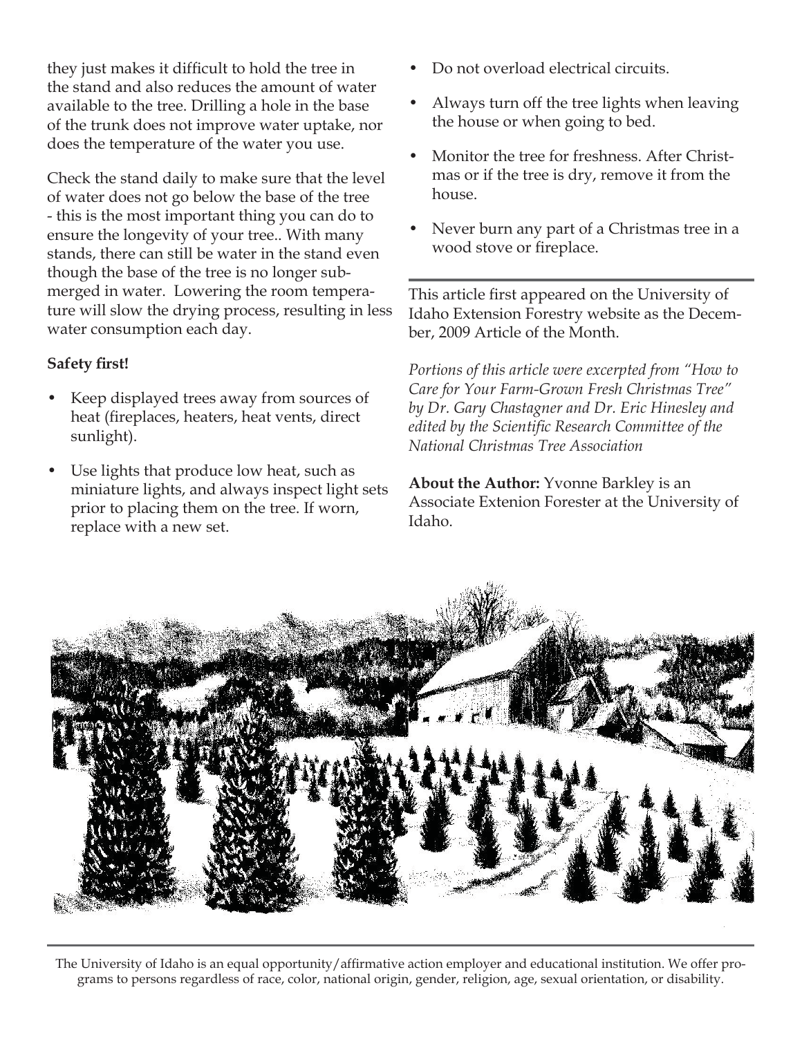they just makes it difficult to hold the tree in the stand and also reduces the amount of water available to the tree. Drilling a hole in the base of the trunk does not improve water uptake, nor does the temperature of the water you use.

Check the stand daily to make sure that the level of water does not go below the base of the tree - this is the most important thing you can do to ensure the longevity of your tree.. With many stands, there can still be water in the stand even though the base of the tree is no longer submerged in water. Lowering the room temperature will slow the drying process, resulting in less water consumption each day.

**Safety first!**

- Keep displayed trees away from sources of heat (fireplaces, heaters, heat vents, direct sunlight).
- Use lights that produce low heat, such as miniature lights, and always inspect light sets prior to placing them on the tree. If worn, replace with a new set.
- Do not overload electrical circuits.
- Always turn off the tree lights when leaving the house or when going to bed.
- Monitor the tree for freshness. After Christmas or if the tree is dry, remove it from the house.
- Never burn any part of a Christmas tree in a wood stove or fireplace.

---

This article first appeared on the University of Idaho Extension Forestry website as the December, 2009 Article of the Month.

*Portions of this article were excerpted from "How to Care for Your Farm-Grown Fresh Christmas Tree" by Dr. Gary Chastagner and Dr. Eric Hinesley and edited by the Scientific Research Committee of the National Christmas Tree Association*

**About the Author:** Yvonne Barkley is an Associate Extenion Forester at the University of Idaho.

---

The University of Idaho is an equal opportunity/affirmative action employer and educational institution. We offer programs to persons regardless of race, color, national origin, gender, religion, age, sexual orientation, or disability.